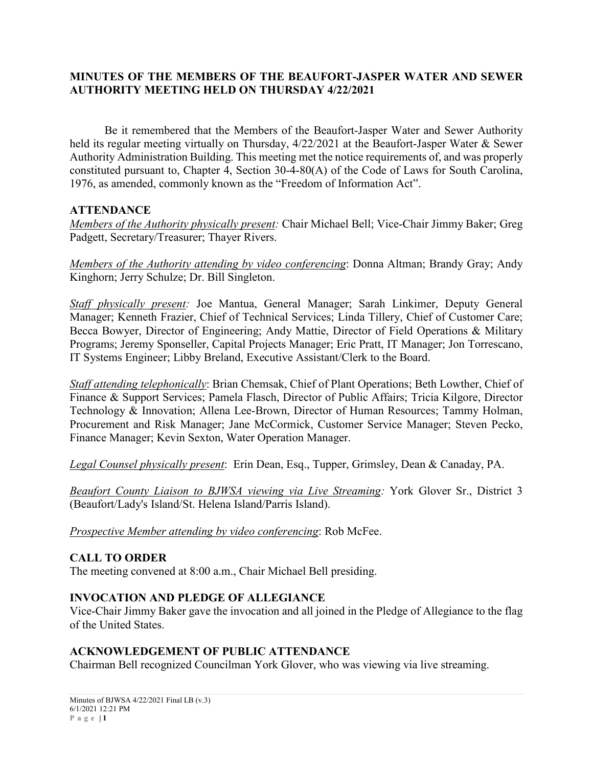# MINUTES OF THE MEMBERS OF THE BEAUFORT-JASPER WATER AND SEWER AUTHORITY MEETING HELD ON THURSDAY 4/22/2021

Be it remembered that the Members of the Beaufort-Jasper Water and Sewer Authority held its regular meeting virtually on Thursday, 4/22/2021 at the Beaufort-Jasper Water & Sewer Authority Administration Building. This meeting met the notice requirements of, and was properly constituted pursuant to, Chapter 4, Section 30-4-80(A) of the Code of Laws for South Carolina, 1976, as amended, commonly known as the "Freedom of Information Act".

## ATTENDANCE

*Members of the Authority physically present:* Chair Michael Bell; Vice-Chair Jimmy Baker; Greg Padgett, Secretary/Treasurer; Thayer Rivers.

*Members of the Authority attending by video conferencing*: Donna Altman; Brandy Gray; Andy Kinghorn; Jerry Schulze; Dr. Bill Singleton.

*Staff physically present:* Joe Mantua, General Manager; Sarah Linkimer, Deputy General Manager; Kenneth Frazier, Chief of Technical Services; Linda Tillery, Chief of Customer Care; Becca Bowyer, Director of Engineering; Andy Mattie, Director of Field Operations & Military Programs; Jeremy Sponseller, Capital Projects Manager; Eric Pratt, IT Manager; Jon Torrescano, IT Systems Engineer; Libby Breland, Executive Assistant/Clerk to the Board.

*Staff attending telephonically*: Brian Chemsak, Chief of Plant Operations; Beth Lowther, Chief of Finance & Support Services; Pamela Flasch, Director of Public Affairs; Tricia Kilgore, Director Technology & Innovation; Allena Lee-Brown, Director of Human Resources; Tammy Holman, Procurement and Risk Manager; Jane McCormick, Customer Service Manager; Steven Pecko, Finance Manager; Kevin Sexton, Water Operation Manager.

*Legal Counsel physically present*: Erin Dean, Esq., Tupper, Grimsley, Dean & Canaday, PA.

*Beaufort County Liaison to BJWSA viewing via Live Streaming:* York Glover Sr., District 3 (Beaufort/Lady's Island/St. Helena Island/Parris Island).

*Prospective Member attending by video conferencing*: Rob McFee.

## CALL TO ORDER

The meeting convened at 8:00 a.m., Chair Michael Bell presiding.

## INVOCATION AND PLEDGE OF ALLEGIANCE

Vice-Chair Jimmy Baker gave the invocation and all joined in the Pledge of Allegiance to the flag of the United States.

## ACKNOWLEDGEMENT OF PUBLIC ATTENDANCE

Chairman Bell recognized Councilman York Glover, who was viewing via live streaming.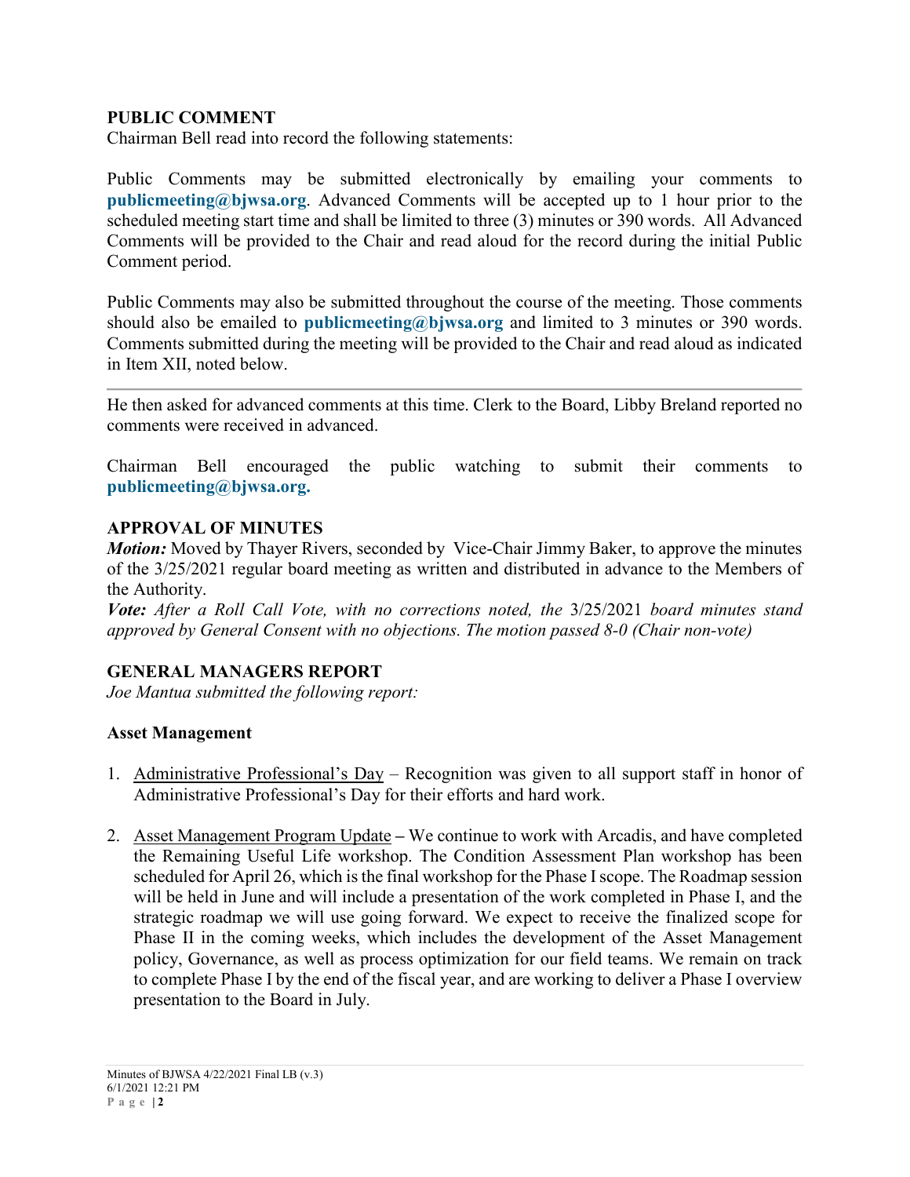## PUBLIC COMMENT

Chairman Bell read into record the following statements:

Public Comments may be submitted electronically by emailing your comments to **publicmeeting@bjwsa.org**. Advanced Comments will be accepted up to 1 hour prior to the scheduled meeting start time and shall be limited to three (3) minutes or 390 words. All Advanced Comments will be provided to the Chair and read aloud for the record during the initial Public Comment period.

Public Comments may also be submitted throughout the course of the meeting. Those comments should also be emailed to **publicmeeting@bjwsa.org** and limited to 3 minutes or 390 words. Comments submitted during the meeting will be provided to the Chair and read aloud as indicated in Item XII, noted below.

---

He then asked for advanced comments at this time. Clerk to the Board, Libby Breland reported no comments were received in advanced.

Chairman Bell encouraged the public watching to submit their comments to **publicmeeting@bjwsa.org.**

## APPROVAL OF MINUTES

***Motion:*** Moved by Thayer Rivers, seconded by Vice-Chair Jimmy Baker, to approve the minutes of the 3/25/2021 regular board meeting as written and distributed in advance to the Members of the Authority.

***Vote:*** *After a Roll Call Vote, with no corrections noted, the* 3/25/2021 *board minutes stand approved by General Consent with no objections. The motion passed 8-0 (Chair non-vote)*

## GENERAL MANAGERS REPORT

*Joe Mantua submitted the following report:*

### Asset Management

1. Administrative Professional's Day – Recognition was given to all support staff in honor of Administrative Professional's Day for their efforts and hard work.

2. Asset Management Program Update **–** We continue to work with Arcadis, and have completed the Remaining Useful Life workshop. The Condition Assessment Plan workshop has been scheduled for April 26, which is the final workshop for the Phase I scope. The Roadmap session will be held in June and will include a presentation of the work completed in Phase I, and the strategic roadmap we will use going forward. We expect to receive the finalized scope for Phase II in the coming weeks, which includes the development of the Asset Management policy, Governance, as well as process optimization for our field teams. We remain on track to complete Phase I by the end of the fiscal year, and are working to deliver a Phase I overview presentation to the Board in July.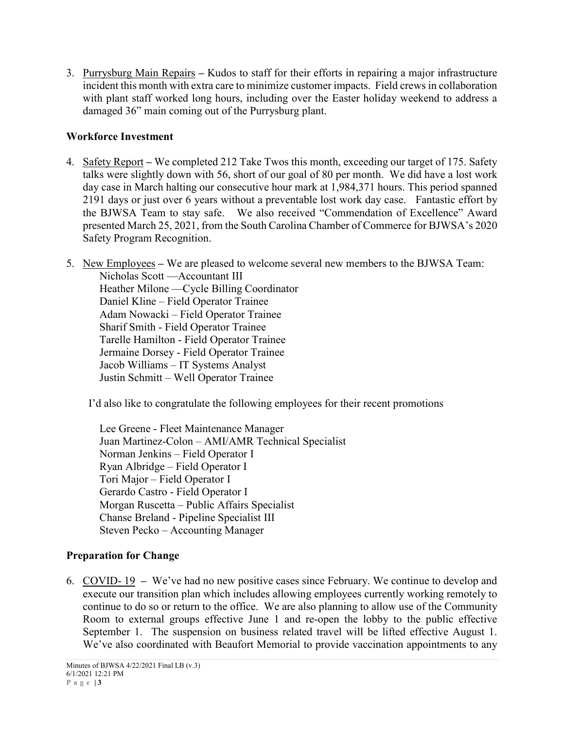3. Purrysburg Main Repairs – Kudos to staff for their efforts in repairing a major infrastructure incident this month with extra care to minimize customer impacts. Field crews in collaboration with plant staff worked long hours, including over the Easter holiday weekend to address a damaged 36" main coming out of the Purrysburg plant.

**Workforce Investment**

4. Safety Report – We completed 212 Take Twos this month, exceeding our target of 175. Safety talks were slightly down with 56, short of our goal of 80 per month. We did have a lost work day case in March halting our consecutive hour mark at 1,984,371 hours. This period spanned 2191 days or just over 6 years without a preventable lost work day case. Fantastic effort by the BJWSA Team to stay safe. We also received "Commendation of Excellence" Award presented March 25, 2021, from the South Carolina Chamber of Commerce for BJWSA's 2020 Safety Program Recognition.

5. New Employees – We are pleased to welcome several new members to the BJWSA Team:
   Nicholas Scott —Accountant III
   Heather Milone —Cycle Billing Coordinator
   Daniel Kline – Field Operator Trainee
   Adam Nowacki – Field Operator Trainee
   Sharif Smith - Field Operator Trainee
   Tarelle Hamilton - Field Operator Trainee
   Jermaine Dorsey - Field Operator Trainee
   Jacob Williams – IT Systems Analyst
   Justin Schmitt – Well Operator Trainee

   I'd also like to congratulate the following employees for their recent promotions

   Lee Greene - Fleet Maintenance Manager
   Juan Martinez-Colon – AMI/AMR Technical Specialist
   Norman Jenkins – Field Operator I
   Ryan Albridge – Field Operator I
   Tori Major – Field Operator I
   Gerardo Castro - Field Operator I
   Morgan Ruscetta – Public Affairs Specialist
   Chanse Breland - Pipeline Specialist III
   Steven Pecko – Accounting Manager

**Preparation for Change**

6. COVID- 19 – We've had no new positive cases since February. We continue to develop and execute our transition plan which includes allowing employees currently working remotely to continue to do so or return to the office. We are also planning to allow use of the Community Room to external groups effective June 1 and re-open the lobby to the public effective September 1. The suspension on business related travel will be lifted effective August 1. We've also coordinated with Beaufort Memorial to provide vaccination appointments to any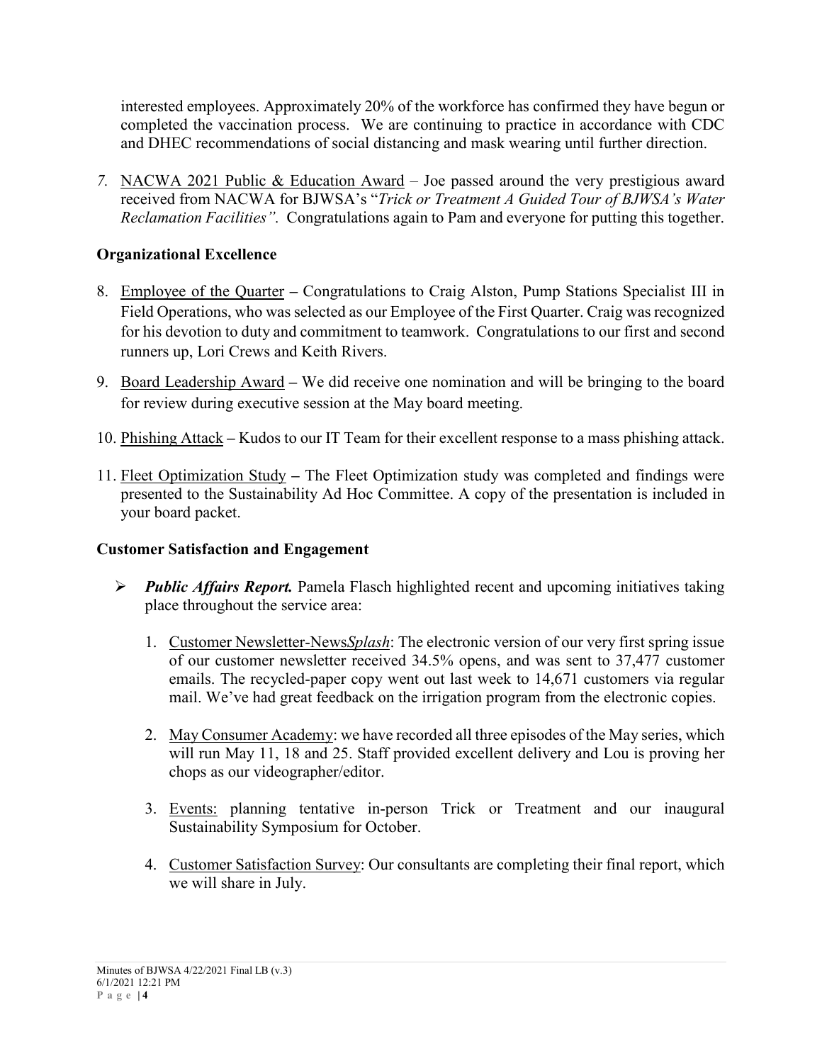interested employees. Approximately 20% of the workforce has confirmed they have begun or completed the vaccination process. We are continuing to practice in accordance with CDC and DHEC recommendations of social distancing and mask wearing until further direction.

7. NACWA 2021 Public & Education Award – Joe passed around the very prestigious award received from NACWA for BJWSA's "*Trick or Treatment A Guided Tour of BJWSA's Water Reclamation Facilities"*. Congratulations again to Pam and everyone for putting this together.

**Organizational Excellence**

8. Employee of the Quarter – Congratulations to Craig Alston, Pump Stations Specialist III in Field Operations, who was selected as our Employee of the First Quarter. Craig was recognized for his devotion to duty and commitment to teamwork. Congratulations to our first and second runners up, Lori Crews and Keith Rivers.

9. Board Leadership Award – We did receive one nomination and will be bringing to the board for review during executive session at the May board meeting.

10. Phishing Attack – Kudos to our IT Team for their excellent response to a mass phishing attack.

11. Fleet Optimization Study – The Fleet Optimization study was completed and findings were presented to the Sustainability Ad Hoc Committee. A copy of the presentation is included in your board packet.

**Customer Satisfaction and Engagement**

- ***Public Affairs Report.*** Pamela Flasch highlighted recent and upcoming initiatives taking place throughout the service area:

  1. Customer Newsletter-News*Splash*: The electronic version of our very first spring issue of our customer newsletter received 34.5% opens, and was sent to 37,477 customer emails. The recycled-paper copy went out last week to 14,671 customers via regular mail. We've had great feedback on the irrigation program from the electronic copies.

  2. May Consumer Academy: we have recorded all three episodes of the May series, which will run May 11, 18 and 25. Staff provided excellent delivery and Lou is proving her chops as our videographer/editor.

  3. Events: planning tentative in-person Trick or Treatment and our inaugural Sustainability Symposium for October.

  4. Customer Satisfaction Survey: Our consultants are completing their final report, which we will share in July.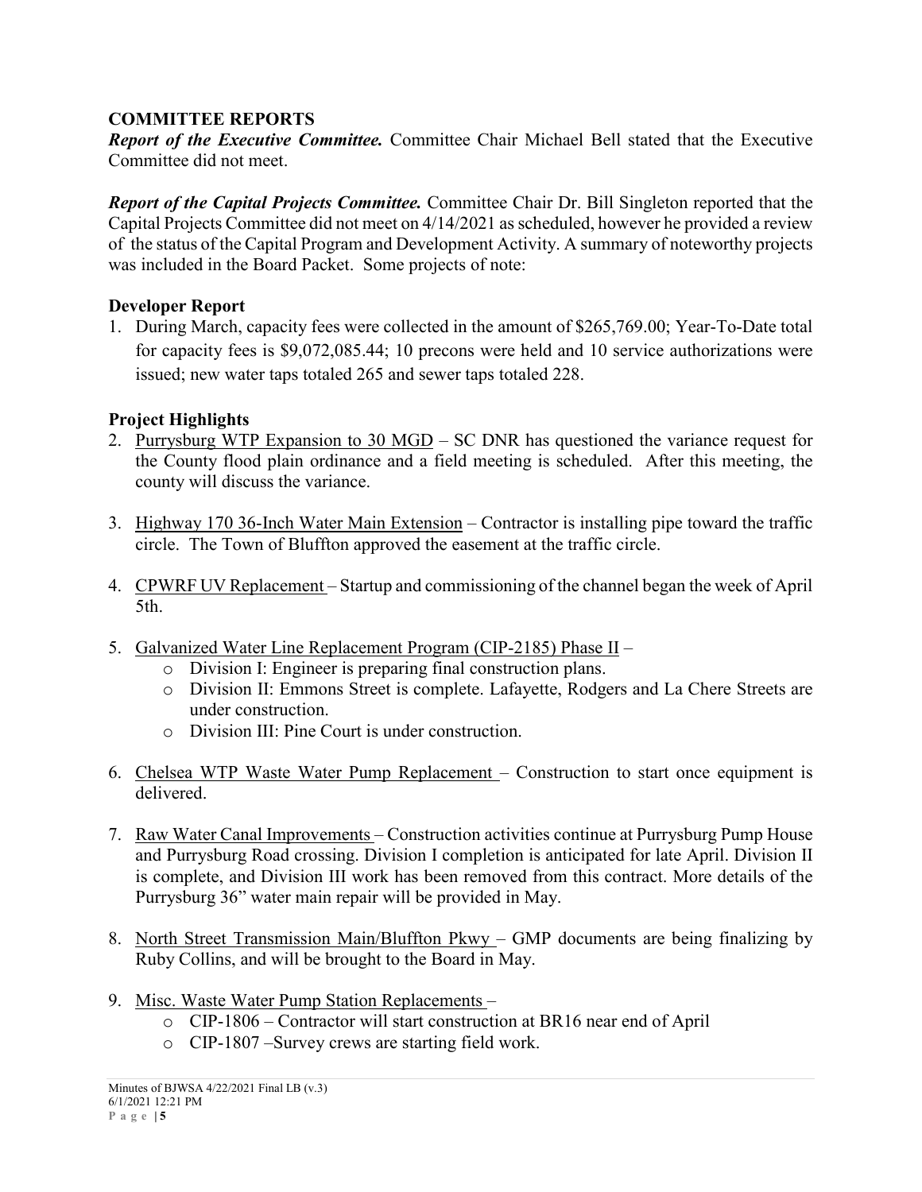## COMMITTEE REPORTS

***Report of the Executive Committee.*** Committee Chair Michael Bell stated that the Executive Committee did not meet.

***Report of the Capital Projects Committee.*** Committee Chair Dr. Bill Singleton reported that the Capital Projects Committee did not meet on 4/14/2021 as scheduled, however he provided a review of the status of the Capital Program and Development Activity. A summary of noteworthy projects was included in the Board Packet. Some projects of note:

### Developer Report

1. During March, capacity fees were collected in the amount of $265,769.00; Year-To-Date total for capacity fees is $9,072,085.44; 10 precons were held and 10 service authorizations were issued; new water taps totaled 265 and sewer taps totaled 228.

### Project Highlights

2. Purrysburg WTP Expansion to 30 MGD – SC DNR has questioned the variance request for the County flood plain ordinance and a field meeting is scheduled. After this meeting, the county will discuss the variance.

3. Highway 170 36-Inch Water Main Extension – Contractor is installing pipe toward the traffic circle. The Town of Bluffton approved the easement at the traffic circle.

4. CPWRF UV Replacement – Startup and commissioning of the channel began the week of April 5th.

5. Galvanized Water Line Replacement Program (CIP-2185) Phase II –
   - Division I: Engineer is preparing final construction plans.
   - Division II: Emmons Street is complete. Lafayette, Rodgers and La Chere Streets are under construction.
   - Division III: Pine Court is under construction.

6. Chelsea WTP Waste Water Pump Replacement – Construction to start once equipment is delivered.

7. Raw Water Canal Improvements – Construction activities continue at Purrysburg Pump House and Purrysburg Road crossing. Division I completion is anticipated for late April. Division II is complete, and Division III work has been removed from this contract. More details of the Purrysburg 36" water main repair will be provided in May.

8. North Street Transmission Main/Bluffton Pkwy – GMP documents are being finalizing by Ruby Collins, and will be brought to the Board in May.

9. Misc. Waste Water Pump Station Replacements –
   - CIP-1806 – Contractor will start construction at BR16 near end of April
   - CIP-1807 –Survey crews are starting field work.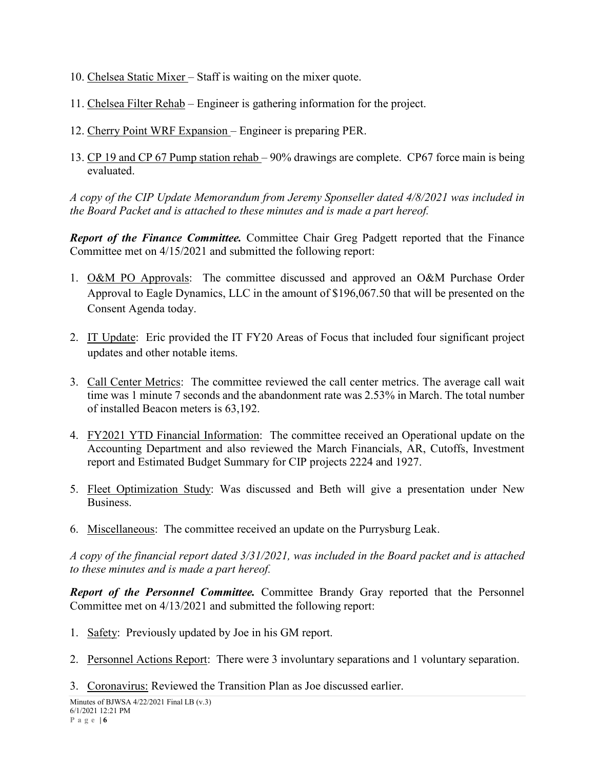10. Chelsea Static Mixer – Staff is waiting on the mixer quote.

11. Chelsea Filter Rehab – Engineer is gathering information for the project.

12. Cherry Point WRF Expansion – Engineer is preparing PER.

13. CP 19 and CP 67 Pump station rehab – 90% drawings are complete. CP67 force main is being evaluated.

*A copy of the CIP Update Memorandum from Jeremy Sponseller dated 4/8/2021 was included in the Board Packet and is attached to these minutes and is made a part hereof.*

***Report of the Finance Committee.*** Committee Chair Greg Padgett reported that the Finance Committee met on 4/15/2021 and submitted the following report:

1. O&M PO Approvals: The committee discussed and approved an O&M Purchase Order Approval to Eagle Dynamics, LLC in the amount of $196,067.50 that will be presented on the Consent Agenda today.

2. IT Update: Eric provided the IT FY20 Areas of Focus that included four significant project updates and other notable items.

3. Call Center Metrics: The committee reviewed the call center metrics. The average call wait time was 1 minute 7 seconds and the abandonment rate was 2.53% in March. The total number of installed Beacon meters is 63,192.

4. FY2021 YTD Financial Information: The committee received an Operational update on the Accounting Department and also reviewed the March Financials, AR, Cutoffs, Investment report and Estimated Budget Summary for CIP projects 2224 and 1927.

5. Fleet Optimization Study: Was discussed and Beth will give a presentation under New Business.

6. Miscellaneous: The committee received an update on the Purrysburg Leak.

*A copy of the financial report dated 3/31/2021, was included in the Board packet and is attached to these minutes and is made a part hereof.*

***Report of the Personnel Committee.*** Committee Brandy Gray reported that the Personnel Committee met on 4/13/2021 and submitted the following report:

1. Safety: Previously updated by Joe in his GM report.

2. Personnel Actions Report: There were 3 involuntary separations and 1 voluntary separation.

3. Coronavirus: Reviewed the Transition Plan as Joe discussed earlier.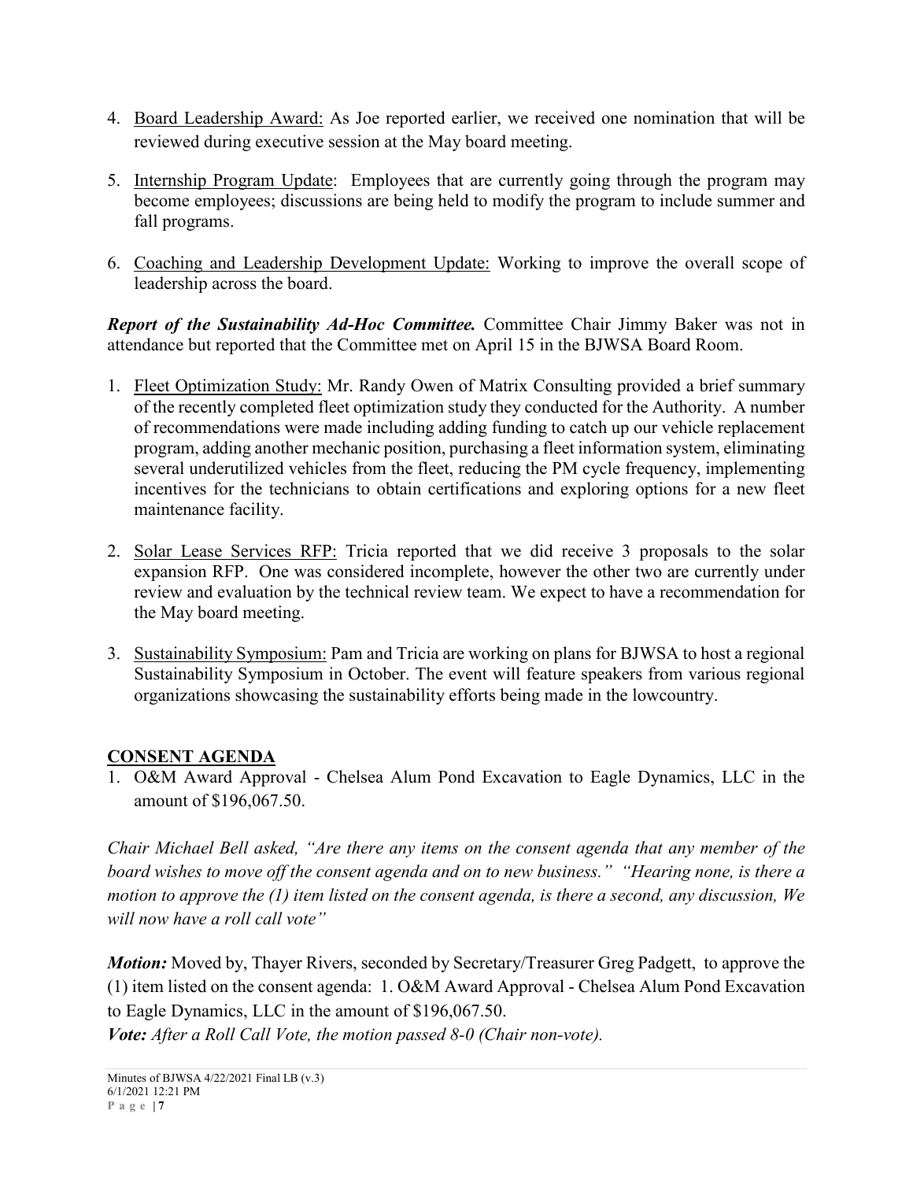4. Board Leadership Award: As Joe reported earlier, we received one nomination that will be reviewed during executive session at the May board meeting.

5. Internship Program Update: Employees that are currently going through the program may become employees; discussions are being held to modify the program to include summer and fall programs.

6. Coaching and Leadership Development Update: Working to improve the overall scope of leadership across the board.

***Report of the Sustainability Ad-Hoc Committee.*** Committee Chair Jimmy Baker was not in attendance but reported that the Committee met on April 15 in the BJWSA Board Room.

1. Fleet Optimization Study: Mr. Randy Owen of Matrix Consulting provided a brief summary of the recently completed fleet optimization study they conducted for the Authority. A number of recommendations were made including adding funding to catch up our vehicle replacement program, adding another mechanic position, purchasing a fleet information system, eliminating several underutilized vehicles from the fleet, reducing the PM cycle frequency, implementing incentives for the technicians to obtain certifications and exploring options for a new fleet maintenance facility.

2. Solar Lease Services RFP: Tricia reported that we did receive 3 proposals to the solar expansion RFP. One was considered incomplete, however the other two are currently under review and evaluation by the technical review team. We expect to have a recommendation for the May board meeting.

3. Sustainability Symposium: Pam and Tricia are working on plans for BJWSA to host a regional Sustainability Symposium in October. The event will feature speakers from various regional organizations showcasing the sustainability efforts being made in the lowcountry.

## CONSENT AGENDA

1. O&M Award Approval - Chelsea Alum Pond Excavation to Eagle Dynamics, LLC in the amount of $196,067.50.

*Chair Michael Bell asked, "Are there any items on the consent agenda that any member of the board wishes to move off the consent agenda and on to new business." "Hearing none, is there a motion to approve the (1) item listed on the consent agenda, is there a second, any discussion, We will now have a roll call vote"*

***Motion:*** Moved by, Thayer Rivers, seconded by Secretary/Treasurer Greg Padgett, to approve the (1) item listed on the consent agenda: 1. O&M Award Approval - Chelsea Alum Pond Excavation to Eagle Dynamics, LLC in the amount of $196,067.50.

***Vote:*** *After a Roll Call Vote, the motion passed 8-0 (Chair non-vote).*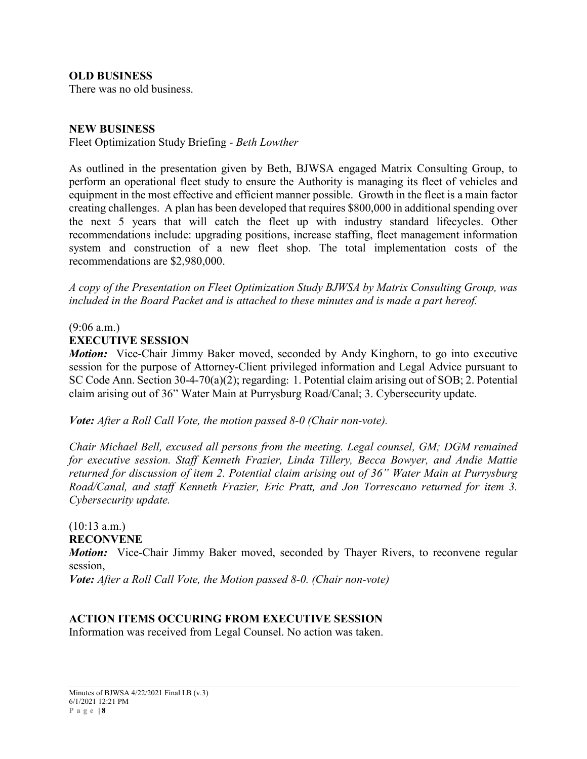**OLD BUSINESS**

There was no old business.

**NEW BUSINESS**

Fleet Optimization Study Briefing - *Beth Lowther*

As outlined in the presentation given by Beth, BJWSA engaged Matrix Consulting Group, to perform an operational fleet study to ensure the Authority is managing its fleet of vehicles and equipment in the most effective and efficient manner possible. Growth in the fleet is a main factor creating challenges. A plan has been developed that requires $800,000 in additional spending over the next 5 years that will catch the fleet up with industry standard lifecycles. Other recommendations include: upgrading positions, increase staffing, fleet management information system and construction of a new fleet shop. The total implementation costs of the recommendations are $2,980,000.

*A copy of the Presentation on Fleet Optimization Study BJWSA by Matrix Consulting Group, was included in the Board Packet and is attached to these minutes and is made a part hereof.*

(9:06 a.m.)

**EXECUTIVE SESSION**

***Motion:*** Vice-Chair Jimmy Baker moved, seconded by Andy Kinghorn, to go into executive session for the purpose of Attorney-Client privileged information and Legal Advice pursuant to SC Code Ann. Section 30-4-70(a)(2); regarding: 1. Potential claim arising out of SOB; 2. Potential claim arising out of 36" Water Main at Purrysburg Road/Canal; 3. Cybersecurity update.

***Vote:*** *After a Roll Call Vote, the motion passed 8-0 (Chair non-vote).*

*Chair Michael Bell, excused all persons from the meeting. Legal counsel, GM; DGM remained for executive session. Staff Kenneth Frazier, Linda Tillery, Becca Bowyer, and Andie Mattie returned for discussion of item 2. Potential claim arising out of 36" Water Main at Purrysburg Road/Canal, and staff Kenneth Frazier, Eric Pratt, and Jon Torrescano returned for item 3. Cybersecurity update.*

(10:13 a.m.)

**RECONVENE**

***Motion:*** Vice-Chair Jimmy Baker moved, seconded by Thayer Rivers, to reconvene regular session,

***Vote:*** *After a Roll Call Vote, the Motion passed 8-0. (Chair non-vote)*

**ACTION ITEMS OCCURING FROM EXECUTIVE SESSION**

Information was received from Legal Counsel. No action was taken.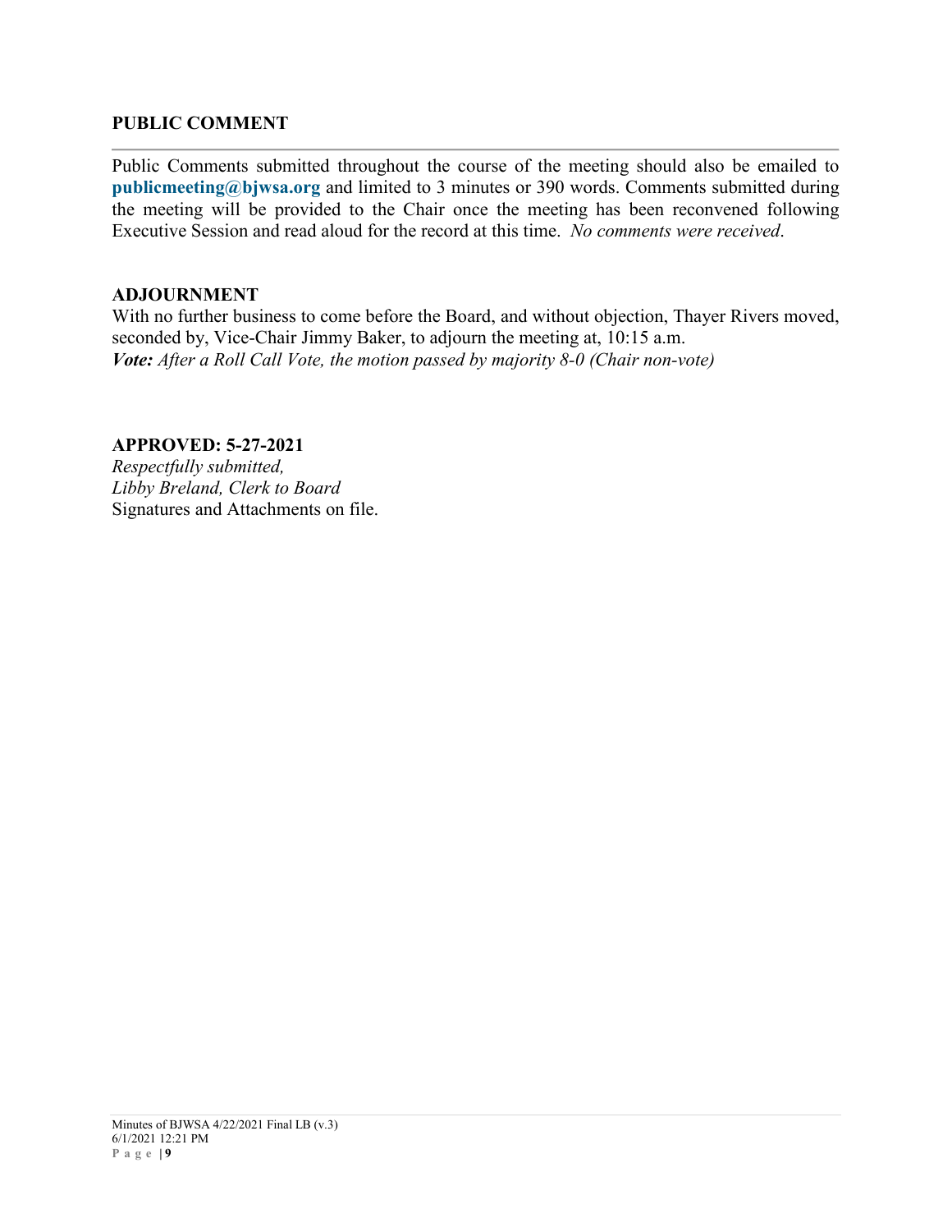## PUBLIC COMMENT

Public Comments submitted throughout the course of the meeting should also be emailed to **publicmeeting@bjwsa.org** and limited to 3 minutes or 390 words. Comments submitted during the meeting will be provided to the Chair once the meeting has been reconvened following Executive Session and read aloud for the record at this time. *No comments were received*.

**ADJOURNMENT**

With no further business to come before the Board, and without objection, Thayer Rivers moved, seconded by, Vice-Chair Jimmy Baker, to adjourn the meeting at, 10:15 a.m.

***Vote:*** *After a Roll Call Vote, the motion passed by majority 8-0 (Chair non-vote)*

**APPROVED: 5-27-2021**

*Respectfully submitted,*
*Libby Breland, Clerk to Board*
Signatures and Attachments on file.